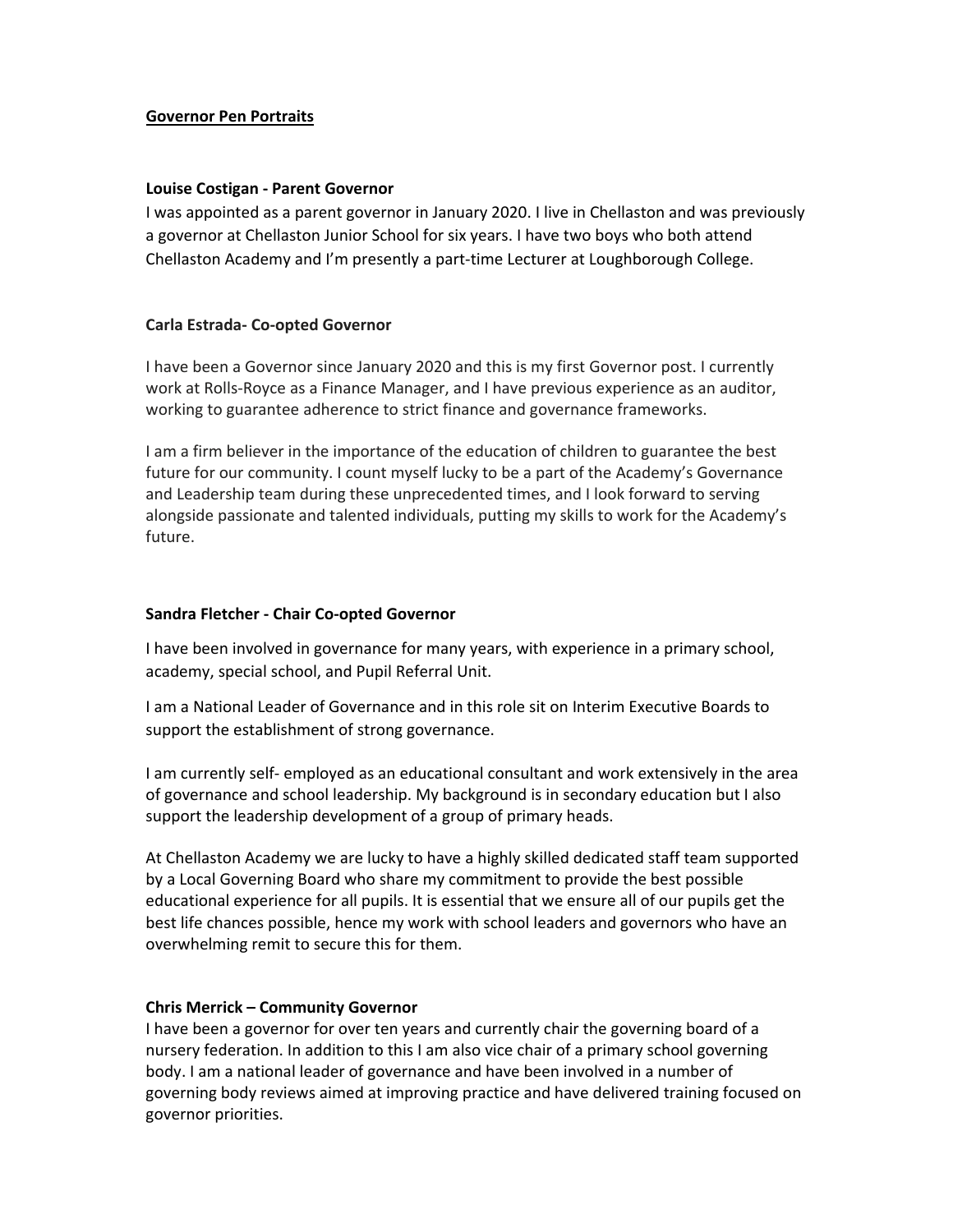# Governor Pen Portraits

## Louise Costigan - Parent Governor

I was appointed as a parent governor in January 2020. I live in Chellaston and was previously a governor at Chellaston Junior School for six years. I have two boys who both attend Chellaston Academy and I'm presently a part-time Lecturer at Loughborough College.

## Carla Estrada- Co-opted Governor

I have been a Governor since January 2020 and this is my first Governor post. I currently work at Rolls-Royce as a Finance Manager, and I have previous experience as an auditor, working to guarantee adherence to strict finance and governance frameworks.

I am a firm believer in the importance of the education of children to guarantee the best future for our community. I count myself lucky to be a part of the Academy's Governance and Leadership team during these unprecedented times, and I look forward to serving alongside passionate and talented individuals, putting my skills to work for the Academy's future.

## Sandra Fletcher - Chair Co-opted Governor

I have been involved in governance for many years, with experience in a primary school, academy, special school, and Pupil Referral Unit.

I am a National Leader of Governance and in this role sit on Interim Executive Boards to support the establishment of strong governance.

I am currently self- employed as an educational consultant and work extensively in the area of governance and school leadership. My background is in secondary education but I also support the leadership development of a group of primary heads.

At Chellaston Academy we are lucky to have a highly skilled dedicated staff team supported by a Local Governing Board who share my commitment to provide the best possible educational experience for all pupils. It is essential that we ensure all of our pupils get the best life chances possible, hence my work with school leaders and governors who have an overwhelming remit to secure this for them.

## Chris Merrick – Community Governor

I have been a governor for over ten years and currently chair the governing board of a nursery federation. In addition to this I am also vice chair of a primary school governing body. I am a national leader of governance and have been involved in a number of governing body reviews aimed at improving practice and have delivered training focused on governor priorities.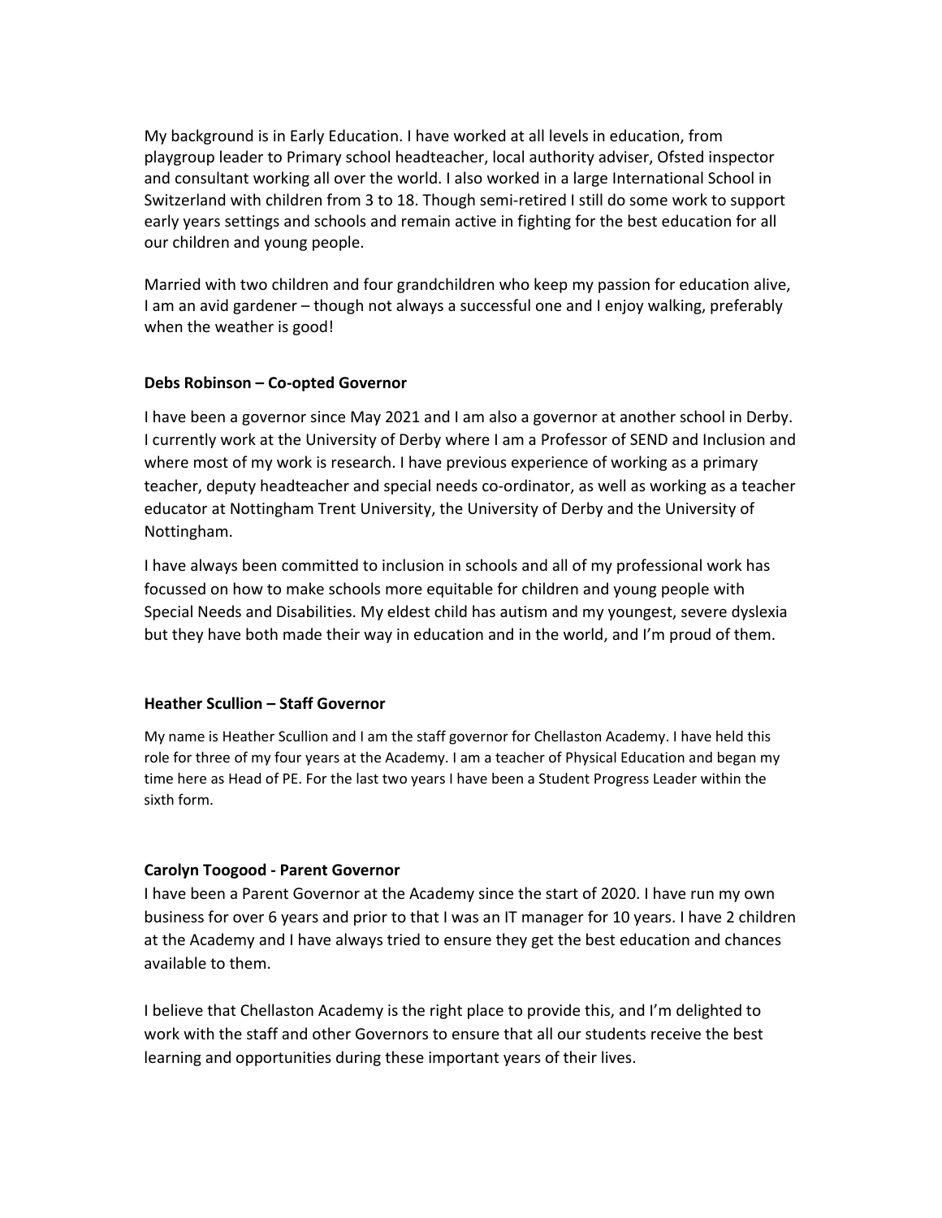My background is in Early Education. I have worked at all levels in education, from playgroup leader to Primary school headteacher, local authority adviser, Ofsted inspector and consultant working all over the world. I also worked in a large International School in Switzerland with children from 3 to 18. Though semi-retired I still do some work to support early years settings and schools and remain active in fighting for the best education for all our children and young people.

Married with two children and four grandchildren who keep my passion for education alive, I am an avid gardener – though not always a successful one and I enjoy walking, preferably when the weather is good!

**Debs Robinson – Co-opted Governor**

I have been a governor since May 2021 and I am also a governor at another school in Derby. I currently work at the University of Derby where I am a Professor of SEND and Inclusion and where most of my work is research. I have previous experience of working as a primary teacher, deputy headteacher and special needs co-ordinator, as well as working as a teacher educator at Nottingham Trent University, the University of Derby and the University of Nottingham.

I have always been committed to inclusion in schools and all of my professional work has focussed on how to make schools more equitable for children and young people with Special Needs and Disabilities. My eldest child has autism and my youngest, severe dyslexia but they have both made their way in education and in the world, and I'm proud of them.

**Heather Scullion – Staff Governor**

My name is Heather Scullion and I am the staff governor for Chellaston Academy. I have held this role for three of my four years at the Academy. I am a teacher of Physical Education and began my time here as Head of PE. For the last two years I have been a Student Progress Leader within the sixth form.

**Carolyn Toogood - Parent Governor**

I have been a Parent Governor at the Academy since the start of 2020. I have run my own business for over 6 years and prior to that I was an IT manager for 10 years. I have 2 children at the Academy and I have always tried to ensure they get the best education and chances available to them.

I believe that Chellaston Academy is the right place to provide this, and I'm delighted to work with the staff and other Governors to ensure that all our students receive the best learning and opportunities during these important years of their lives.